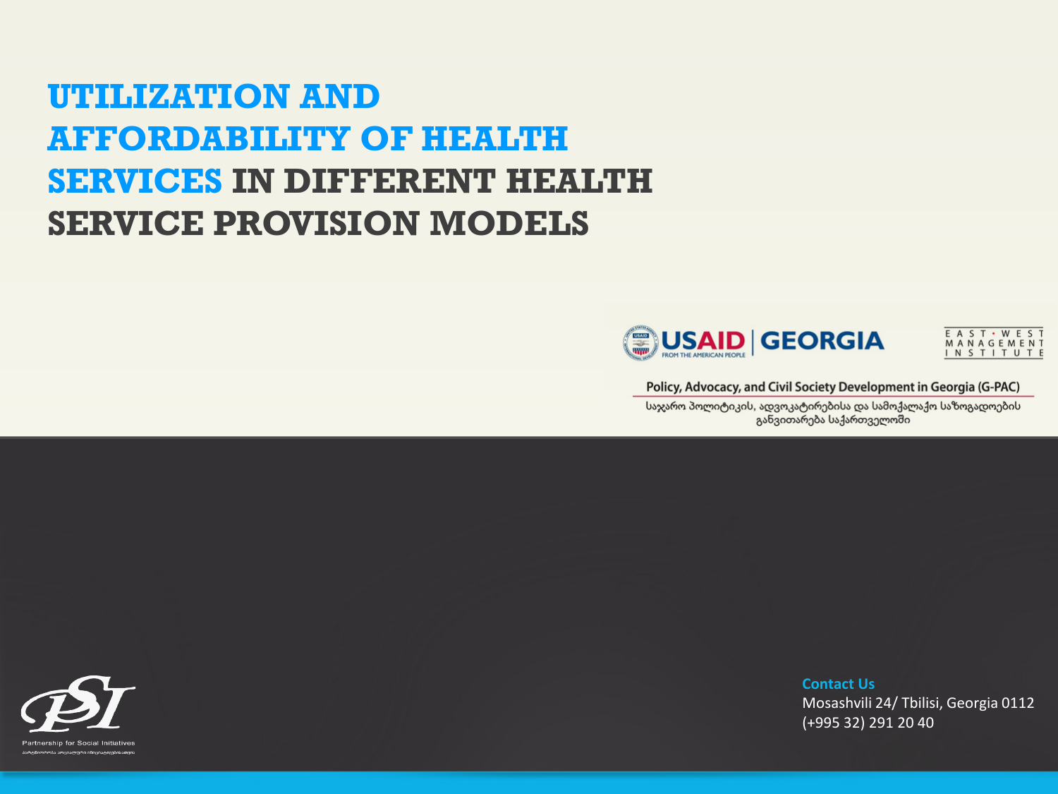# UTILIZATION AND AFFORDABILITY OF HEALTH SERVICES IN DIFFERENT HEALTH SERVICE PROVISION MODELS

USAID | GEORGIA
FROM THE AMERICAN PEOPLE

EAST • WEST MANAGEMENT INSTITUTE

Policy, Advocacy, and Civil Society Development in Georgia (G-PAC)

საჯარო პოლიტიკის, ადვოკატირებისა და სამოქალაქო საზოგადოების განვითარება საქართველოში

PSI
Partnership for Social Initiatives

**Contact Us**
Mosashvili 24/ Tbilisi, Georgia 0112
(+995 32) 291 20 40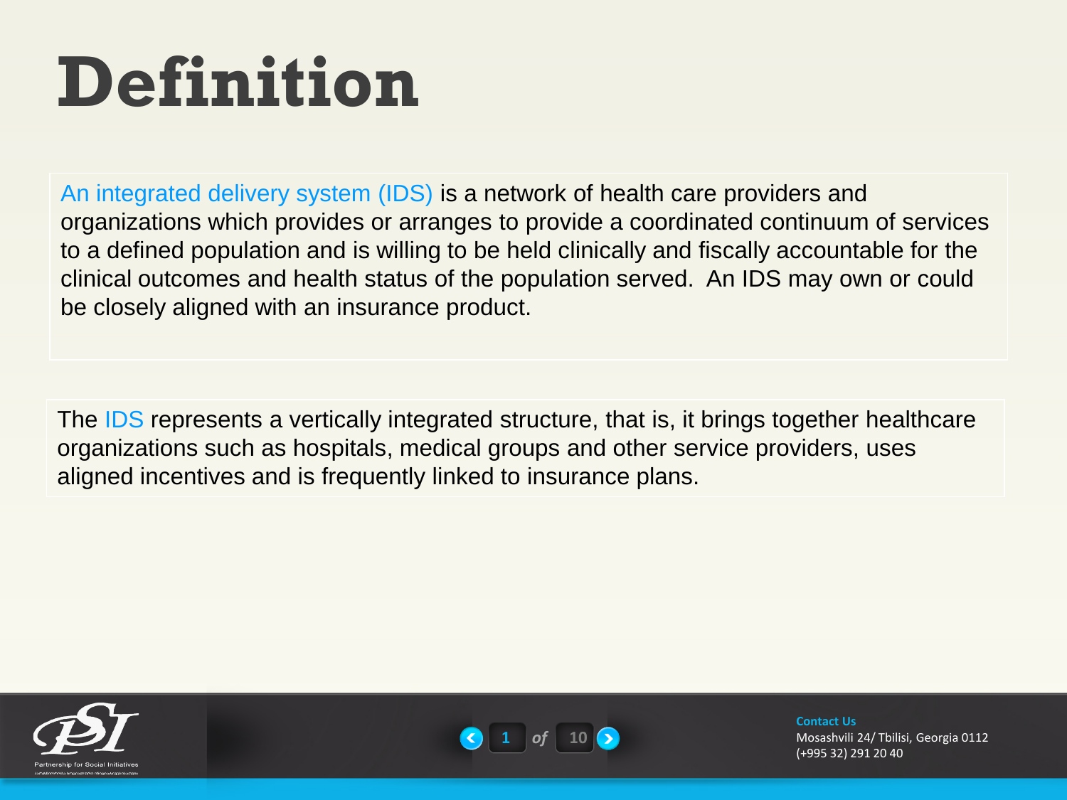# Definition

An integrated delivery system (IDS) is a network of health care providers and organizations which provides or arranges to provide a coordinated continuum of services to a defined population and is willing to be held clinically and fiscally accountable for the clinical outcomes and health status of the population served. An IDS may own or could be closely aligned with an insurance product.

The IDS represents a vertically integrated structure, that is, it brings together healthcare organizations such as hospitals, medical groups and other service providers, uses aligned incentives and is frequently linked to insurance plans.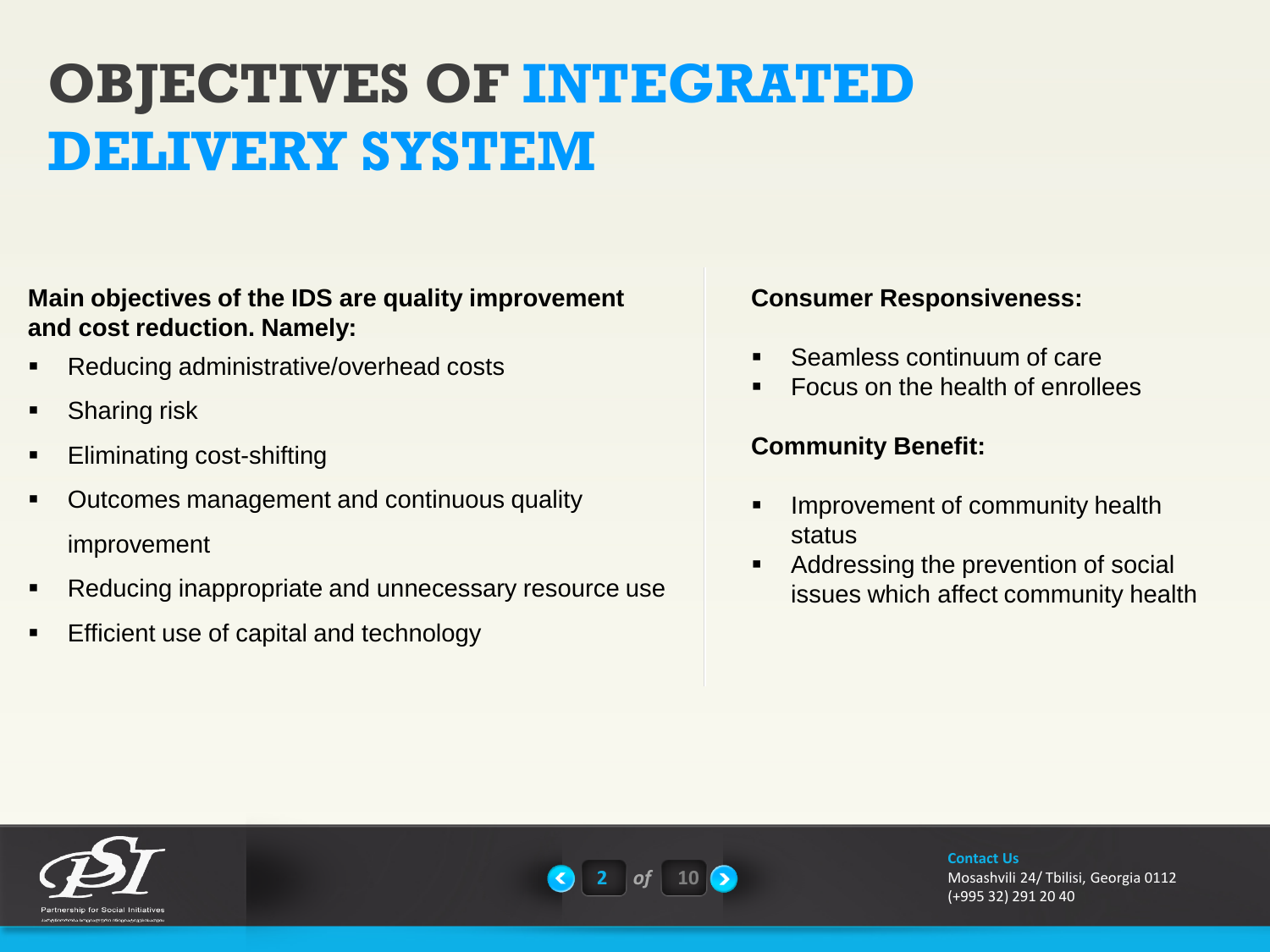# OBJECTIVES OF INTEGRATED DELIVERY SYSTEM

**Main objectives of the IDS are quality improvement and cost reduction. Namely:**

- Reducing administrative/overhead costs
- Sharing risk
- Eliminating cost-shifting
- Outcomes management and continuous quality improvement
- Reducing inappropriate and unnecessary resource use
- Efficient use of capital and technology

**Consumer Responsiveness:**

- Seamless continuum of care
- Focus on the health of enrollees

**Community Benefit:**

- Improvement of community health status
- Addressing the prevention of social issues which affect community health

Contact Us
Mosashvili 24/ Tbilisi, Georgia 0112
(+995 32) 291 20 40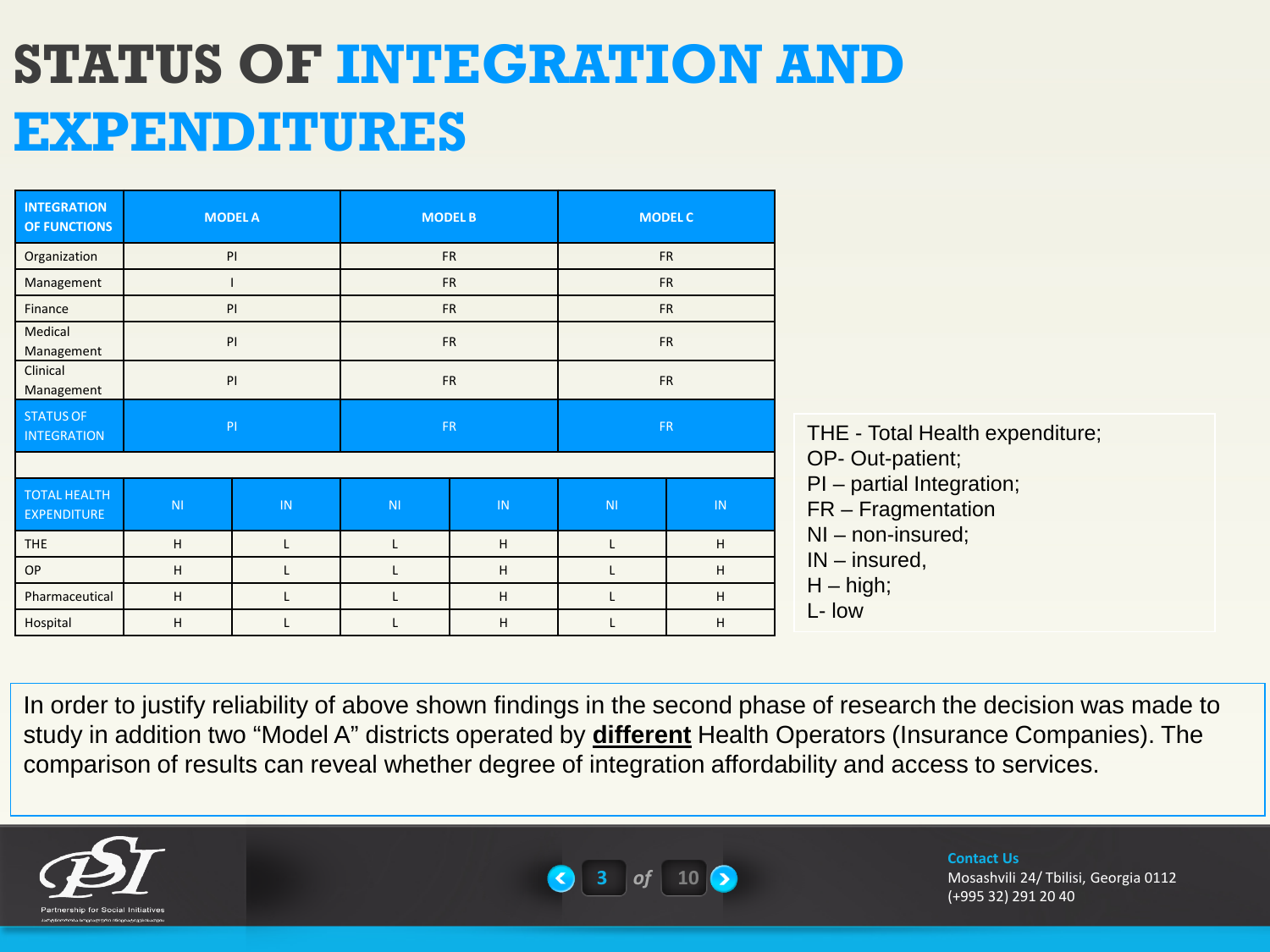# STATUS OF INTEGRATION AND EXPENDITURES

| INTEGRATION OF FUNCTIONS | MODEL A | | MODEL B | | MODEL C | |
|---|---|---|---|---|---|---|
| Organization | PI | | FR | | FR | |
| Management | I | | FR | | FR | |
| Finance | PI | | FR | | FR | |
| Medical Management | PI | | FR | | FR | |
| Clinical Management | PI | | FR | | FR | |
| STATUS OF INTEGRATION | PI | | FR | | FR | |
| | | | | | | |
| TOTAL HEALTH EXPENDITURE | NI | IN | NI | IN | NI | IN |
| THE | H | L | L | H | L | H |
| OP | H | L | L | H | L | H |
| Pharmaceutical | H | L | L | H | L | H |
| Hospital | H | L | L | H | L | H |

THE - Total Health expenditure;
OP- Out-patient;
PI – partial Integration;
FR – Fragmentation
NI – non-insured;
IN – insured,
H – high;
L- low

In order to justify reliability of above shown findings in the second phase of research the decision was made to study in addition two "Model A" districts operated by **different** Health Operators (Insurance Companies). The comparison of results can reveal whether degree of integration affordability and access to services.

Partnership for Social Initiatives

**Contact Us**
Mosashvili 24/ Tbilisi, Georgia 0112
(+995 32) 291 20 40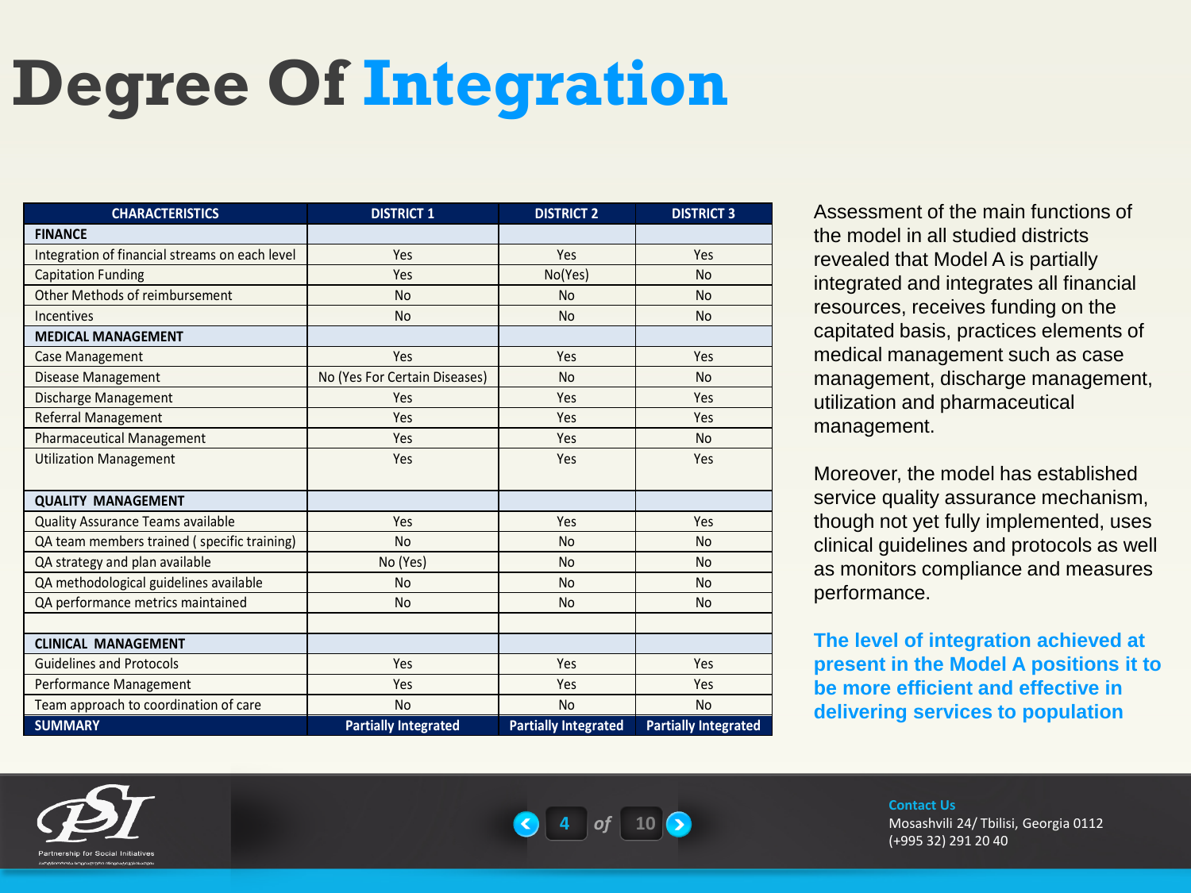# Degree Of Integration

| CHARACTERISTICS | DISTRICT 1 | DISTRICT 2 | DISTRICT 3 |
|---|---|---|---|
| **FINANCE** | | | |
| Integration of financial streams on each level | Yes | Yes | Yes |
| Capitation Funding | Yes | No(Yes) | No |
| Other Methods of reimbursement | No | No | No |
| Incentives | No | No | No |
| **MEDICAL MANAGEMENT** | | | |
| Case Management | Yes | Yes | Yes |
| Disease Management | No (Yes For Certain Diseases) | No | No |
| Discharge Management | Yes | Yes | Yes |
| Referral Management | Yes | Yes | Yes |
| Pharmaceutical Management | Yes | Yes | No |
| Utilization Management | Yes | Yes | Yes |
| **QUALITY MANAGEMENT** | | | |
| Quality Assurance Teams available | Yes | Yes | Yes |
| QA team members trained ( specific training) | No | No | No |
| QA strategy and plan available | No (Yes) | No | No |
| QA methodological guidelines available | No | No | No |
| QA performance metrics maintained | No | No | No |
| | | | |
| **CLINICAL MANAGEMENT** | | | |
| Guidelines and Protocols | Yes | Yes | Yes |
| Performance Management | Yes | Yes | Yes |
| Team approach to coordination of care | No | No | No |
| **SUMMARY** | **Partially Integrated** | **Partially Integrated** | **Partially Integrated** |

Assessment of the main functions of the model in all studied districts revealed that Model A is partially integrated and integrates all financial resources, receives funding on the capitated basis, practices elements of medical management such as case management, discharge management, utilization and pharmaceutical management.

Moreover, the model has established service quality assurance mechanism, though not yet fully implemented, uses clinical guidelines and protocols as well as monitors compliance and measures performance.

**The level of integration achieved at present in the Model A positions it to be more efficient and effective in delivering services to population**

Partnership for Social Initiatives

**Contact Us**
Mosashvili 24/ Tbilisi, Georgia 0112
(+995 32) 291 20 40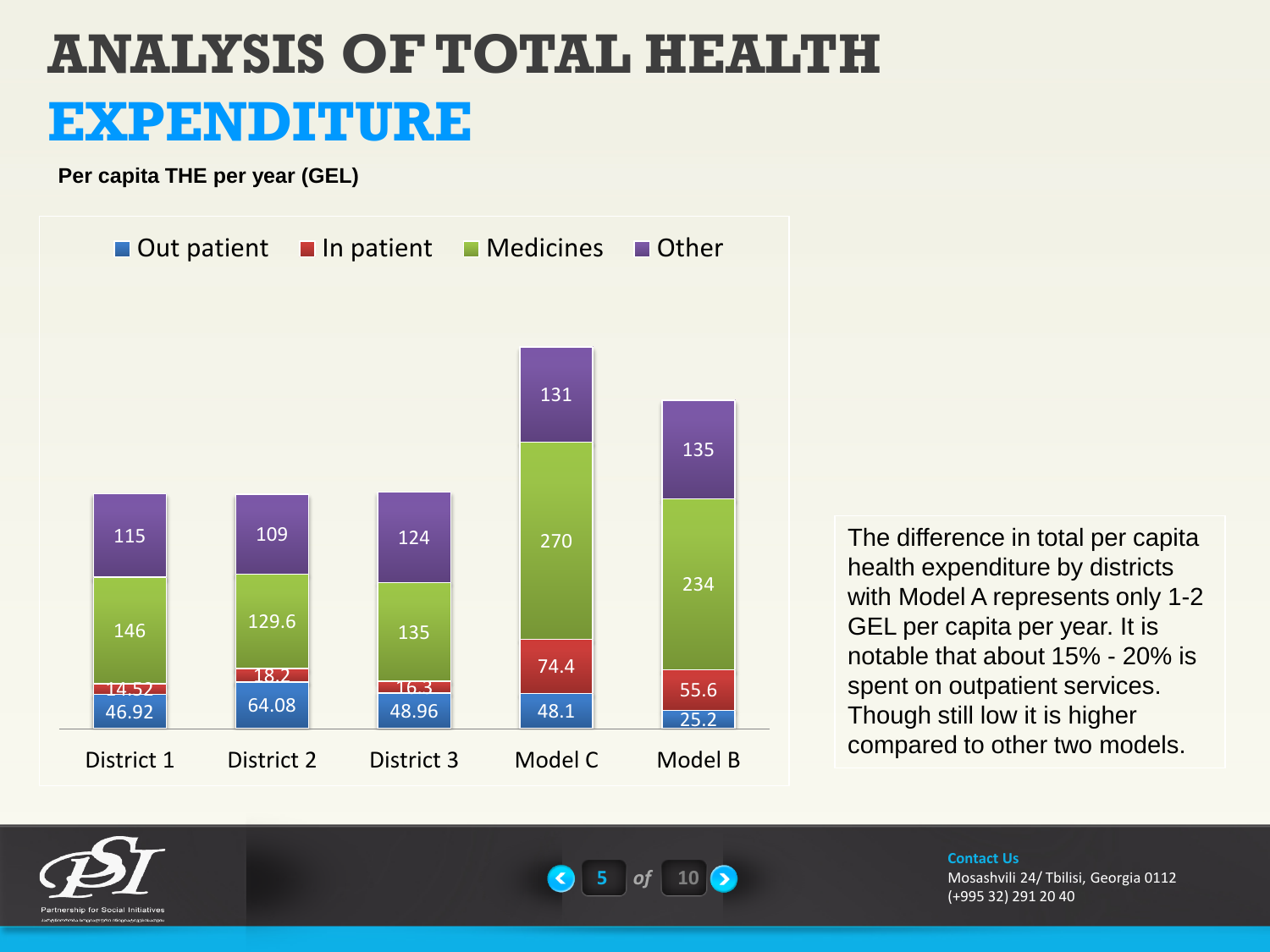# ANALYSIS OF TOTAL HEALTH EXPENDITURE

**Per capita THE per year (GEL)**

| | Out patient | In patient | Medicines | Other |
|---|---|---|---|---|
| District 1 | 46.92 | 14.52 | 146 | 115 |
| District 2 | 64.08 | 18.2 | 129.6 | 109 |
| District 3 | 48.96 | 16.3 | 135 | 124 |
| Model C | 48.1 | 74.4 | 270 | 131 |
| Model B | 25.2 | 55.6 | 234 | 135 |

The difference in total per capita health expenditure by districts with Model A represents only 1-2 GEL per capita per year. It is notable that about 15% - 20% is spent on outpatient services. Though still low it is higher compared to other two models.

Partnership for Social Initiatives

**Contact Us**
Mosashvili 24/ Tbilisi, Georgia 0112
(+995 32) 291 20 40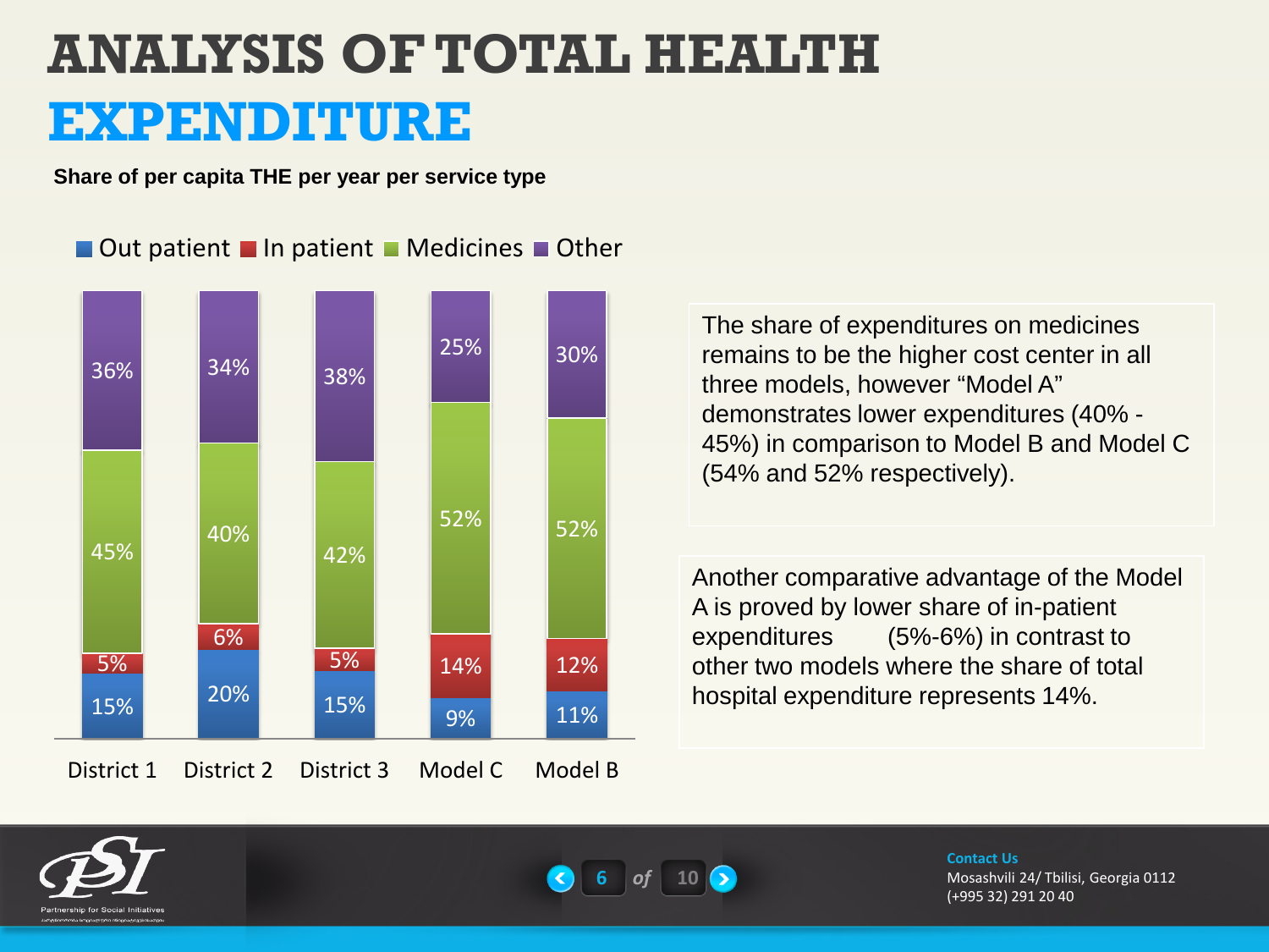# ANALYSIS OF TOTAL HEALTH EXPENDITURE

**Share of per capita THE per year per service type**

| | District 1 | District 2 | District 3 | Model C | Model B |
|---|---|---|---|---|---|
| Out patient | 15% | 20% | 15% | 9% | 11% |
| In patient | 5% | 6% | 5% | 14% | 12% |
| Medicines | 45% | 40% | 42% | 52% | 52% |
| Other | 36% | 34% | 38% | 25% | 30% |

The share of expenditures on medicines remains to be the higher cost center in all three models, however "Model A" demonstrates lower expenditures (40% - 45%) in comparison to Model B and Model C (54% and 52% respectively).

Another comparative advantage of the Model A is proved by lower share of in-patient expenditures (5%-6%) in contrast to other two models where the share of total hospital expenditure represents 14%.

Partnership for Social Initiatives

**Contact Us**
Mosashvili 24/ Tbilisi, Georgia 0112
(+995 32) 291 20 40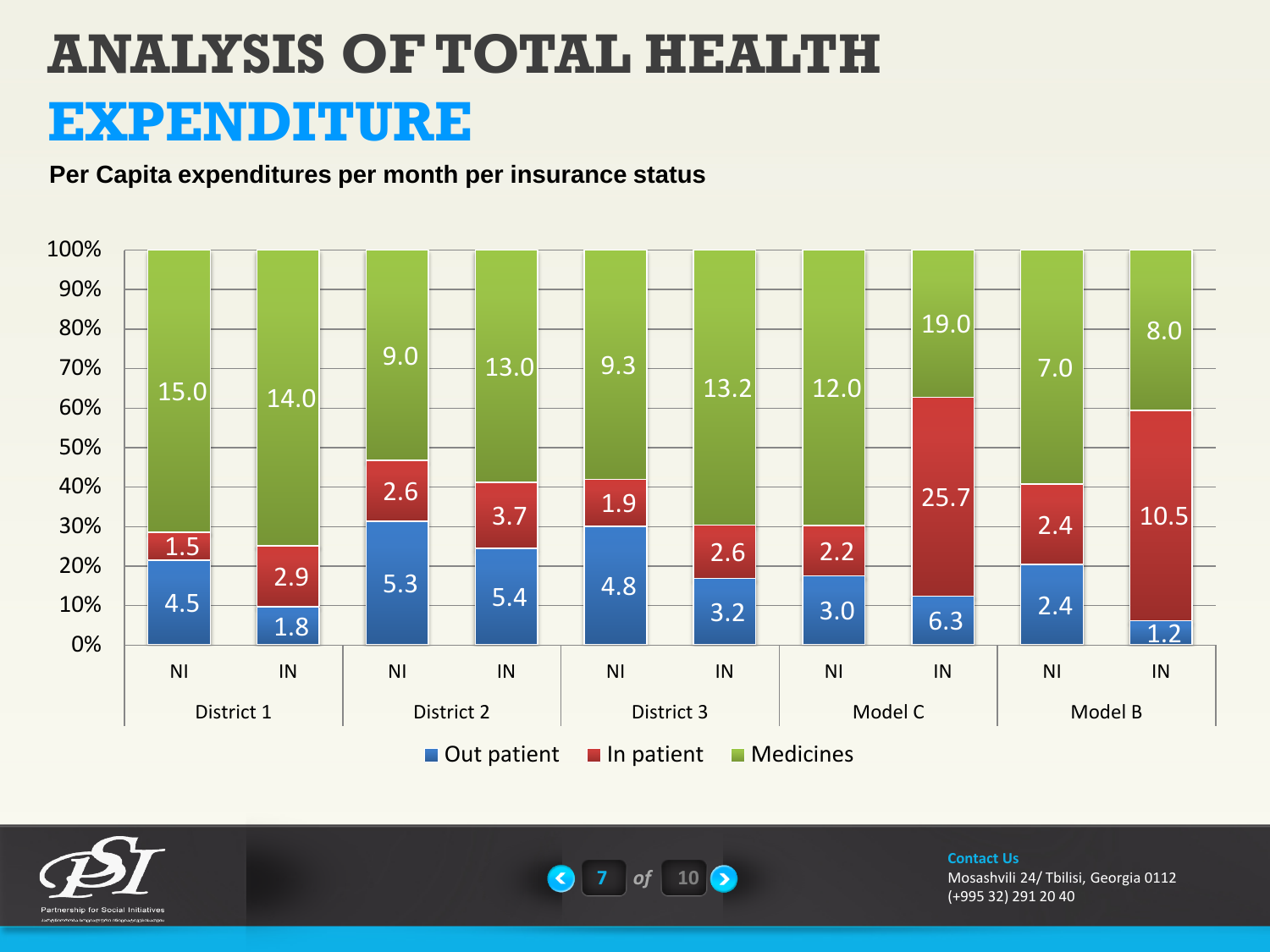# ANALYSIS OF TOTAL HEALTH EXPENDITURE

**Per Capita expenditures per month per insurance status**

| | District 1 | | District 2 | | District 3 | | Model C | | Model B | |
|---|---|---|---|---|---|---|---|---|---|---|
| | NI | IN | NI | IN | NI | IN | NI | IN | NI | IN |
| Out patient | 4.5 | 1.8 | 5.3 | 5.4 | 4.8 | 3.2 | 3.0 | 6.3 | 2.4 | 1.2 |
| In patient | 1.5 | 2.9 | 2.6 | 3.7 | 1.9 | 2.6 | 2.2 | 25.7 | 2.4 | 10.5 |
| Medicines | 15.0 | 14.0 | 9.0 | 13.0 | 9.3 | 13.2 | 12.0 | 19.0 | 7.0 | 8.0 |

**Contact Us**
Mosashvili 24/ Tbilisi, Georgia 0112
(+995 32) 291 20 40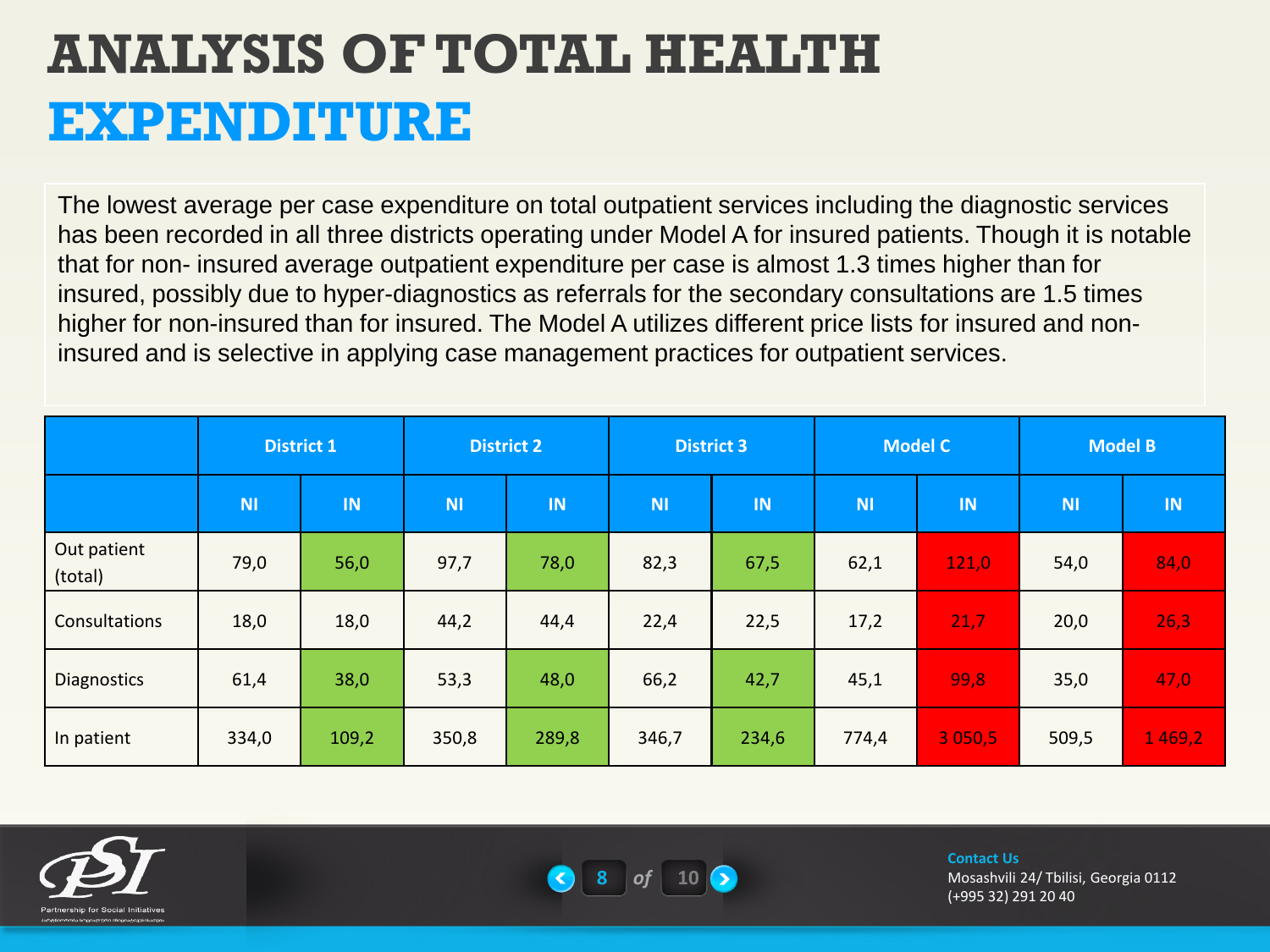# ANALYSIS OF TOTAL HEALTH EXPENDITURE

The lowest average per case expenditure on total outpatient services including the diagnostic services has been recorded in all three districts operating under Model A for insured patients. Though it is notable that for non- insured average outpatient expenditure per case is almost 1.3 times higher than for insured, possibly due to hyper-diagnostics as referrals for the secondary consultations are 1.5 times higher for non-insured than for insured. The Model A utilizes different price lists for insured and non-insured and is selective in applying case management practices for outpatient services.

| | District 1 | | District 2 | | District 3 | | Model C | | Model B | |
|---|---|---|---|---|---|---|---|---|---|---|
| | NI | IN | NI | IN | NI | IN | NI | IN | NI | IN |
| Out patient (total) | 79,0 | 56,0 | 97,7 | 78,0 | 82,3 | 67,5 | 62,1 | 121,0 | 54,0 | 84,0 |
| Consultations | 18,0 | 18,0 | 44,2 | 44,4 | 22,4 | 22,5 | 17,2 | 21,7 | 20,0 | 26,3 |
| Diagnostics | 61,4 | 38,0 | 53,3 | 48,0 | 66,2 | 42,7 | 45,1 | 99,8 | 35,0 | 47,0 |
| In patient | 334,0 | 109,2 | 350,8 | 289,8 | 346,7 | 234,6 | 774,4 | 3 050,5 | 509,5 | 1 469,2 |

Partnership for Social Initiatives

Contact Us
Mosashvili 24/ Tbilisi, Georgia 0112
(+995 32) 291 20 40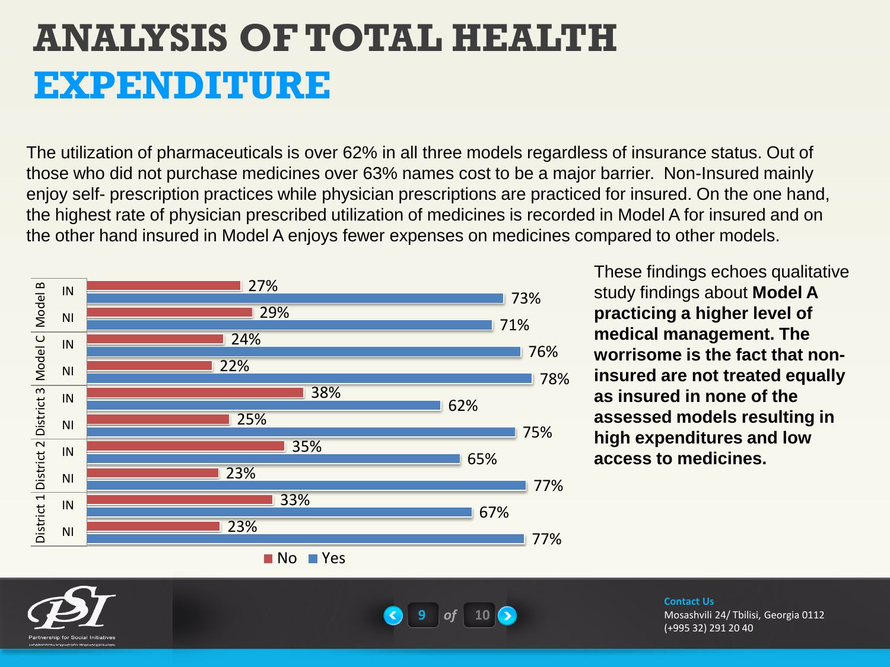# ANALYSIS OF TOTAL HEALTH EXPENDITURE

The utilization of pharmaceuticals is over 62% in all three models regardless of insurance status. Out of those who did not purchase medicines over 63% names cost to be a major barrier. Non-Insured mainly enjoy self- prescription practices while physician prescriptions are practiced for insured. On the one hand, the highest rate of physician prescribed utilization of medicines is recorded in Model A for insured and on the other hand insured in Model A enjoys fewer expenses on medicines compared to other models.

| Model | Group | No | Yes |
|---|---|---|---|
| Model B | IN | 27% | 73% |
| Model B | NI | 29% | 71% |
| Model C | IN | 24% | 76% |
| Model C | NI | 22% | 78% |
| District 3 | IN | 38% | 62% |
| District 3 | NI | 25% | 75% |
| District 2 | IN | 35% | 65% |
| District 2 | NI | 23% | 77% |
| District 1 | IN | 33% | 67% |
| District 1 | NI | 23% | 77% |

These findings echoes qualitative study findings about **Model A practicing a higher level of medical management. The worrisome is the fact that non-insured are not treated equally as insured in none of the assessed models resulting in high expenditures and low access to medicines.**

**Contact Us**
Mosashvili 24/ Tbilisi, Georgia 0112
(+995 32) 291 20 40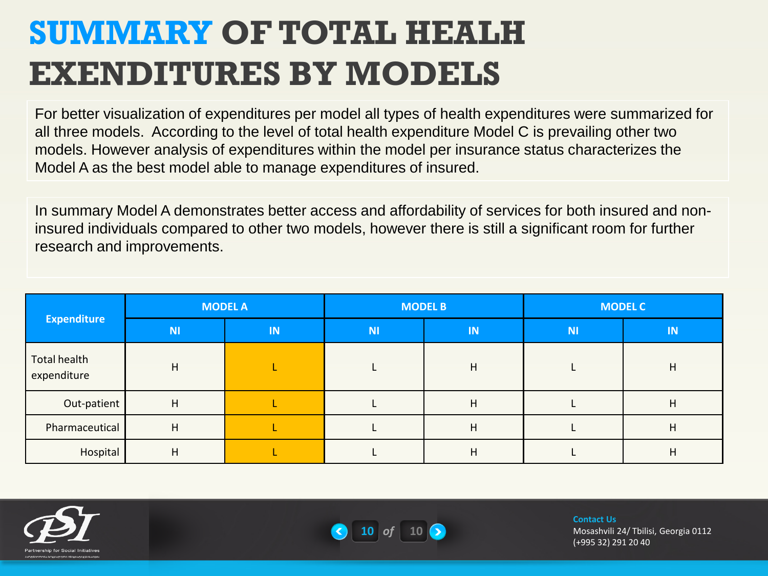# SUMMARY OF TOTAL HEALTH EXENDITURES BY MODELS

For better visualization of expenditures per model all types of health expenditures were summarized for all three models. According to the level of total health expenditure Model C is prevailing other two models. However analysis of expenditures within the model per insurance status characterizes the Model A as the best model able to manage expenditures of insured.

In summary Model A demonstrates better access and affordability of services for both insured and non-insured individuals compared to other two models, however there is still a significant room for further research and improvements.

| Expenditure | MODEL A | | MODEL B | | MODEL C | |
|---|---|---|---|---|---|---|
| | NI | IN | NI | IN | NI | IN |
| Total health expenditure | H | L | L | H | L | H |
| Out-patient | H | L | L | H | L | H |
| Pharmaceutical | H | L | L | H | L | H |
| Hospital | H | L | L | H | L | H |

Partnership for Social Initiatives

**Contact Us**
Mosashvili 24/ Tbilisi, Georgia 0112
(+995 32) 291 20 40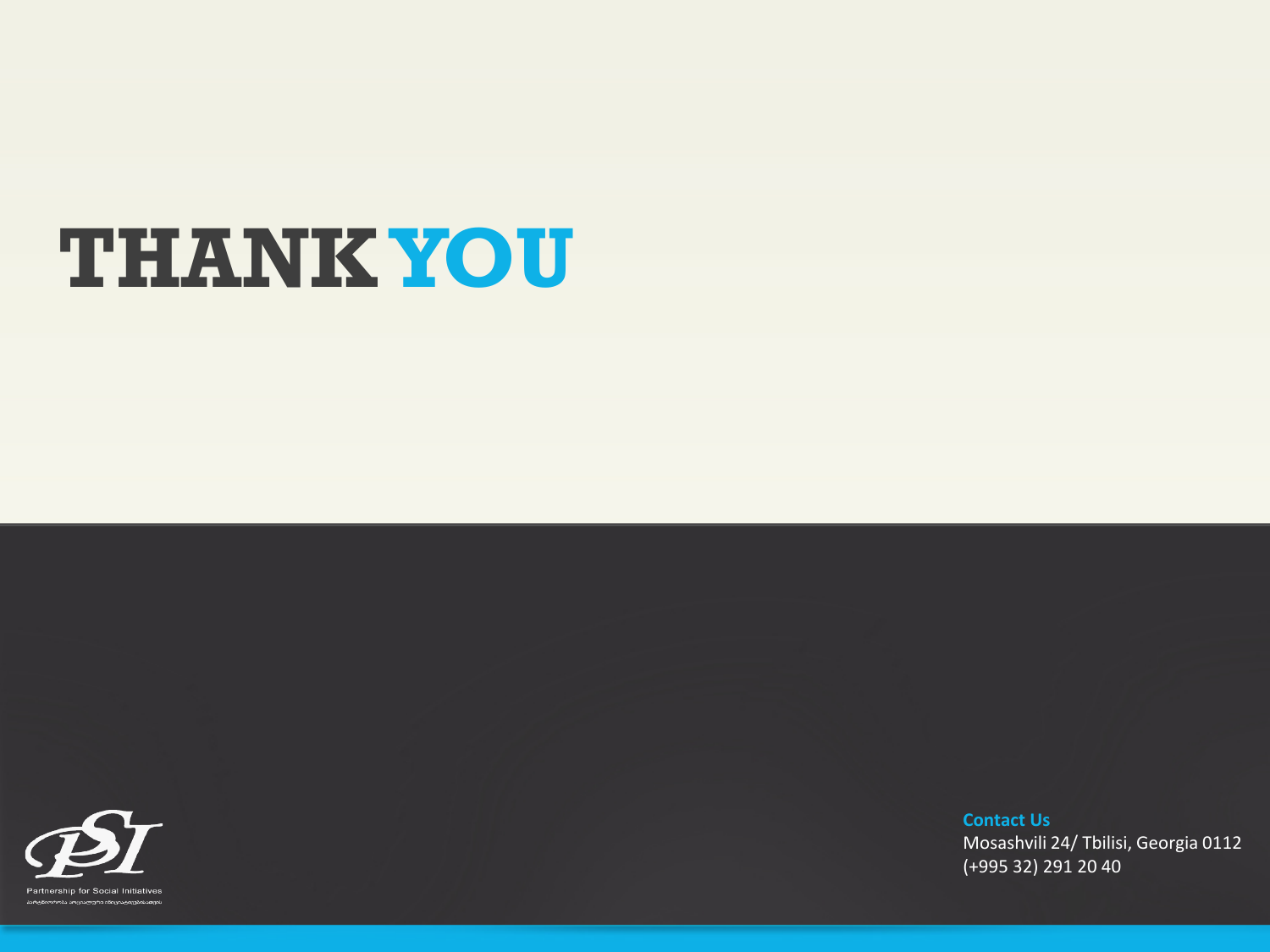# THANK YOU

Partnership for Social Initiatives

**Contact Us**

Mosashvili 24/ Tbilisi, Georgia 0112

(+995 32) 291 20 40